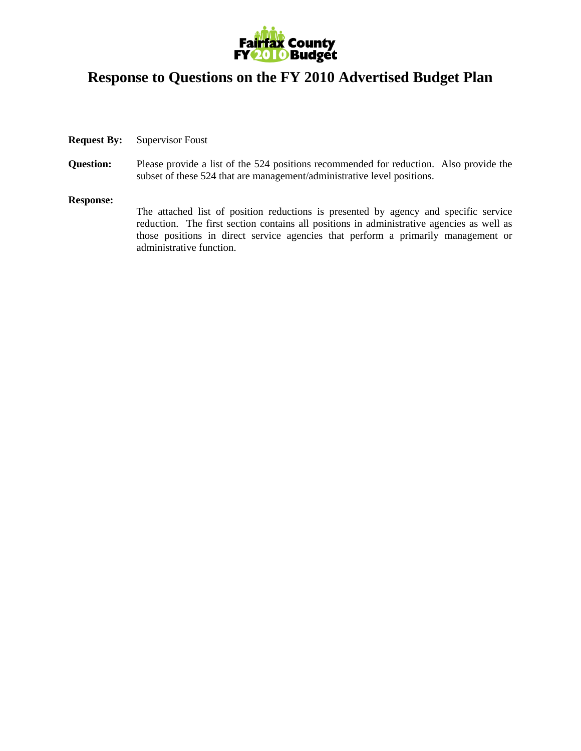Fairfax County
FY 2010 Budget

# Response to Questions on the FY 2010 Advertised Budget Plan

**Request By:** Supervisor Foust

**Question:** Please provide a list of the 524 positions recommended for reduction. Also provide the subset of these 524 that are management/administrative level positions.

**Response:**

The attached list of position reductions is presented by agency and specific service reduction. The first section contains all positions in administrative agencies as well as those positions in direct service agencies that perform a primarily management or administrative function.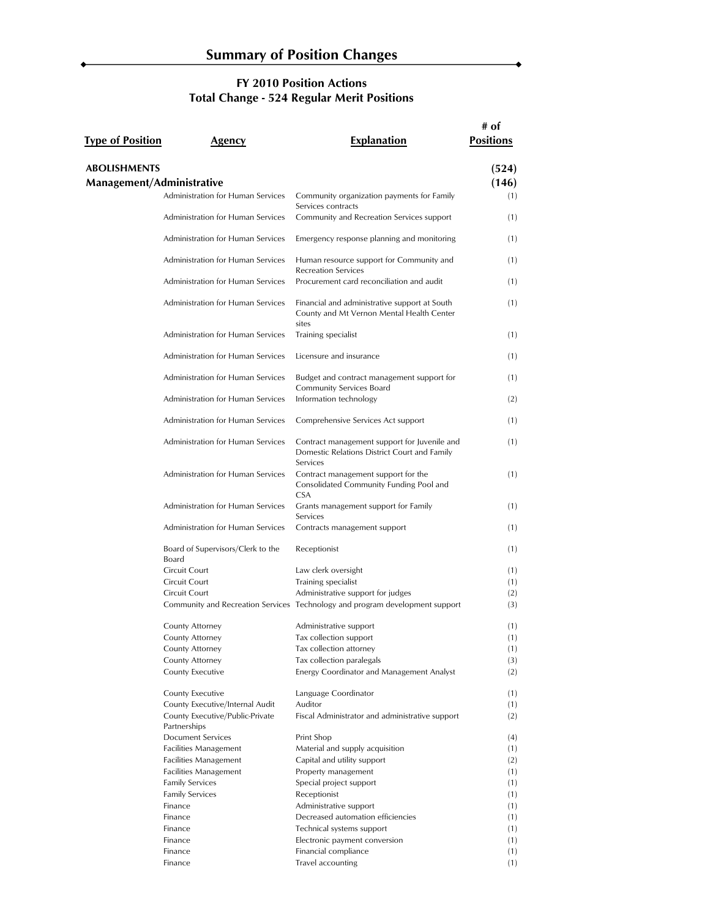# Summary of Position Changes

## FY 2010 Position Actions
## Total Change - 524 Regular Merit Positions

| Type of Position | Agency | Explanation | # of Positions |
|---|---|---|---|
| **ABOLISHMENTS** | | | **(524)** |
| **Management/Administrative** | | | **(146)** |
| | Administration for Human Services | Community organization payments for Family Services contracts | (1) |
| | Administration for Human Services | Community and Recreation Services support | (1) |
| | Administration for Human Services | Emergency response planning and monitoring | (1) |
| | Administration for Human Services | Human resource support for Community and Recreation Services | (1) |
| | Administration for Human Services | Procurement card reconciliation and audit | (1) |
| | Administration for Human Services | Financial and administrative support at South County and Mt Vernon Mental Health Center sites | (1) |
| | Administration for Human Services | Training specialist | (1) |
| | Administration for Human Services | Licensure and insurance | (1) |
| | Administration for Human Services | Budget and contract management support for Community Services Board | (1) |
| | Administration for Human Services | Information technology | (2) |
| | Administration for Human Services | Comprehensive Services Act support | (1) |
| | Administration for Human Services | Contract management support for Juvenile and Domestic Relations District Court and Family Services | (1) |
| | Administration for Human Services | Contract management support for the Consolidated Community Funding Pool and CSA | (1) |
| | Administration for Human Services | Grants management support for Family Services | (1) |
| | Administration for Human Services | Contracts management support | (1) |
| | Board of Supervisors/Clerk to the Board | Receptionist | (1) |
| | Circuit Court | Law clerk oversight | (1) |
| | Circuit Court | Training specialist | (1) |
| | Circuit Court | Administrative support for judges | (2) |
| | Community and Recreation Services | Technology and program development support | (3) |
| | County Attorney | Administrative support | (1) |
| | County Attorney | Tax collection support | (1) |
| | County Attorney | Tax collection attorney | (1) |
| | County Attorney | Tax collection paralegals | (3) |
| | County Executive | Energy Coordinator and Management Analyst | (2) |
| | County Executive | Language Coordinator | (1) |
| | County Executive/Internal Audit | Auditor | (1) |
| | County Executive/Public-Private Partnerships | Fiscal Administrator and administrative support | (2) |
| | Document Services | Print Shop | (4) |
| | Facilities Management | Material and supply acquisition | (1) |
| | Facilities Management | Capital and utility support | (2) |
| | Facilities Management | Property management | (1) |
| | Family Services | Special project support | (1) |
| | Family Services | Receptionist | (1) |
| | Finance | Administrative support | (1) |
| | Finance | Decreased automation efficiencies | (1) |
| | Finance | Technical systems support | (1) |
| | Finance | Electronic payment conversion | (1) |
| | Finance | Financial compliance | (1) |
| | Finance | Travel accounting | (1) |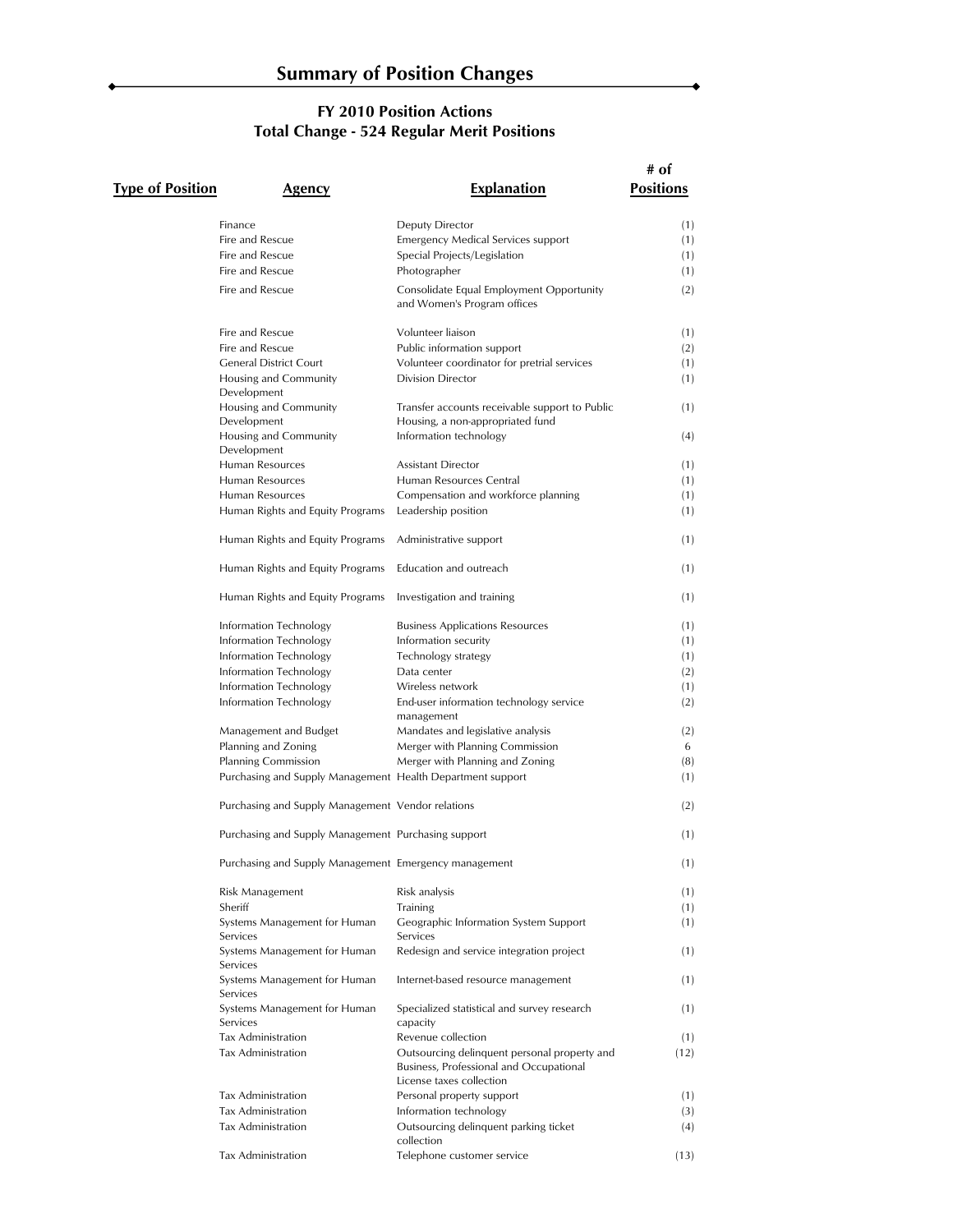## Summary of Position Changes

### FY 2010 Position Actions
### Total Change - 524 Regular Merit Positions

| Type of Position | Agency | Explanation | # of Positions |
|---|---|---|---|
| | Finance | Deputy Director | (1) |
| | Fire and Rescue | Emergency Medical Services support | (1) |
| | Fire and Rescue | Special Projects/Legislation | (1) |
| | Fire and Rescue | Photographer | (1) |
| | Fire and Rescue | Consolidate Equal Employment Opportunity and Women's Program offices | (2) |
| | Fire and Rescue | Volunteer liaison | (1) |
| | Fire and Rescue | Public information support | (2) |
| | General District Court | Volunteer coordinator for pretrial services | (1) |
| | Housing and Community Development | Division Director | (1) |
| | Housing and Community Development | Transfer accounts receivable support to Public Housing, a non-appropriated fund | (1) |
| | Housing and Community Development | Information technology | (4) |
| | Human Resources | Assistant Director | (1) |
| | Human Resources | Human Resources Central | (1) |
| | Human Resources | Compensation and workforce planning | (1) |
| | Human Rights and Equity Programs | Leadership position | (1) |
| | Human Rights and Equity Programs | Administrative support | (1) |
| | Human Rights and Equity Programs | Education and outreach | (1) |
| | Human Rights and Equity Programs | Investigation and training | (1) |
| | Information Technology | Business Applications Resources | (1) |
| | Information Technology | Information security | (1) |
| | Information Technology | Technology strategy | (1) |
| | Information Technology | Data center | (2) |
| | Information Technology | Wireless network | (1) |
| | Information Technology | End-user information technology service management | (2) |
| | Management and Budget | Mandates and legislative analysis | (2) |
| | Planning and Zoning | Merger with Planning Commission | 6 |
| | Planning Commission | Merger with Planning and Zoning | (8) |
| | Purchasing and Supply Management | Health Department support | (1) |
| | Purchasing and Supply Management | Vendor relations | (2) |
| | Purchasing and Supply Management | Purchasing support | (1) |
| | Purchasing and Supply Management | Emergency management | (1) |
| | Risk Management | Risk analysis | (1) |
| | Sheriff | Training | (1) |
| | Systems Management for Human Services | Geographic Information System Support Services | (1) |
| | Systems Management for Human Services | Redesign and service integration project | (1) |
| | Systems Management for Human Services | Internet-based resource management | (1) |
| | Systems Management for Human Services | Specialized statistical and survey research capacity | (1) |
| | Tax Administration | Revenue collection | (1) |
| | Tax Administration | Outsourcing delinquent personal property and Business, Professional and Occupational License taxes collection | (12) |
| | Tax Administration | Personal property support | (1) |
| | Tax Administration | Information technology | (3) |
| | Tax Administration | Outsourcing delinquent parking ticket collection | (4) |
| | Tax Administration | Telephone customer service | (13) |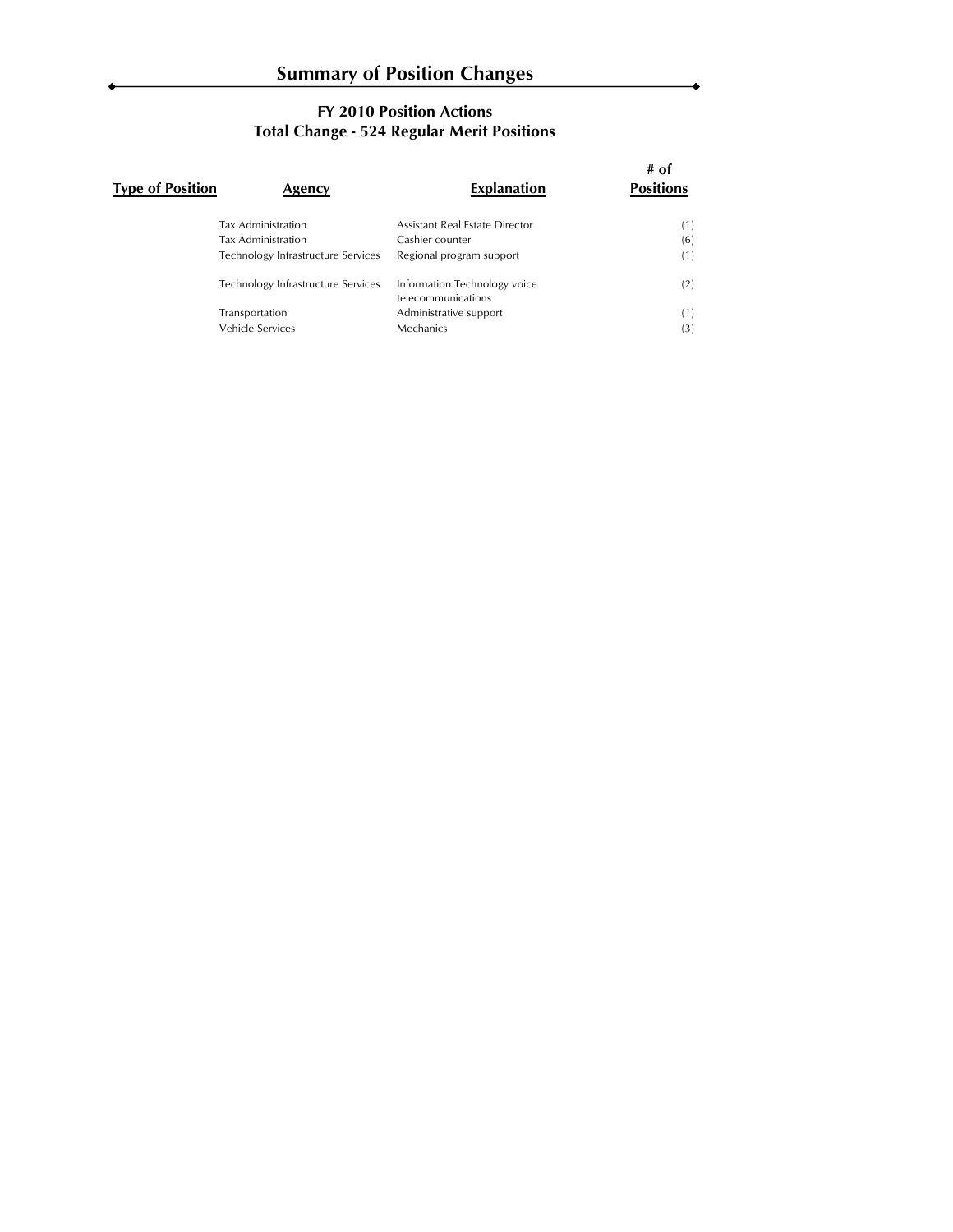## Summary of Position Changes

### FY 2010 Position Actions
### Total Change - 524 Regular Merit Positions

| Type of Position | Agency | Explanation | # of Positions |
|---|---|---|---|
| | Tax Administration | Assistant Real Estate Director | (1) |
| | Tax Administration | Cashier counter | (6) |
| | Technology Infrastructure Services | Regional program support | (1) |
| | Technology Infrastructure Services | Information Technology voice telecommunications | (2) |
| | Transportation | Administrative support | (1) |
| | Vehicle Services | Mechanics | (3) |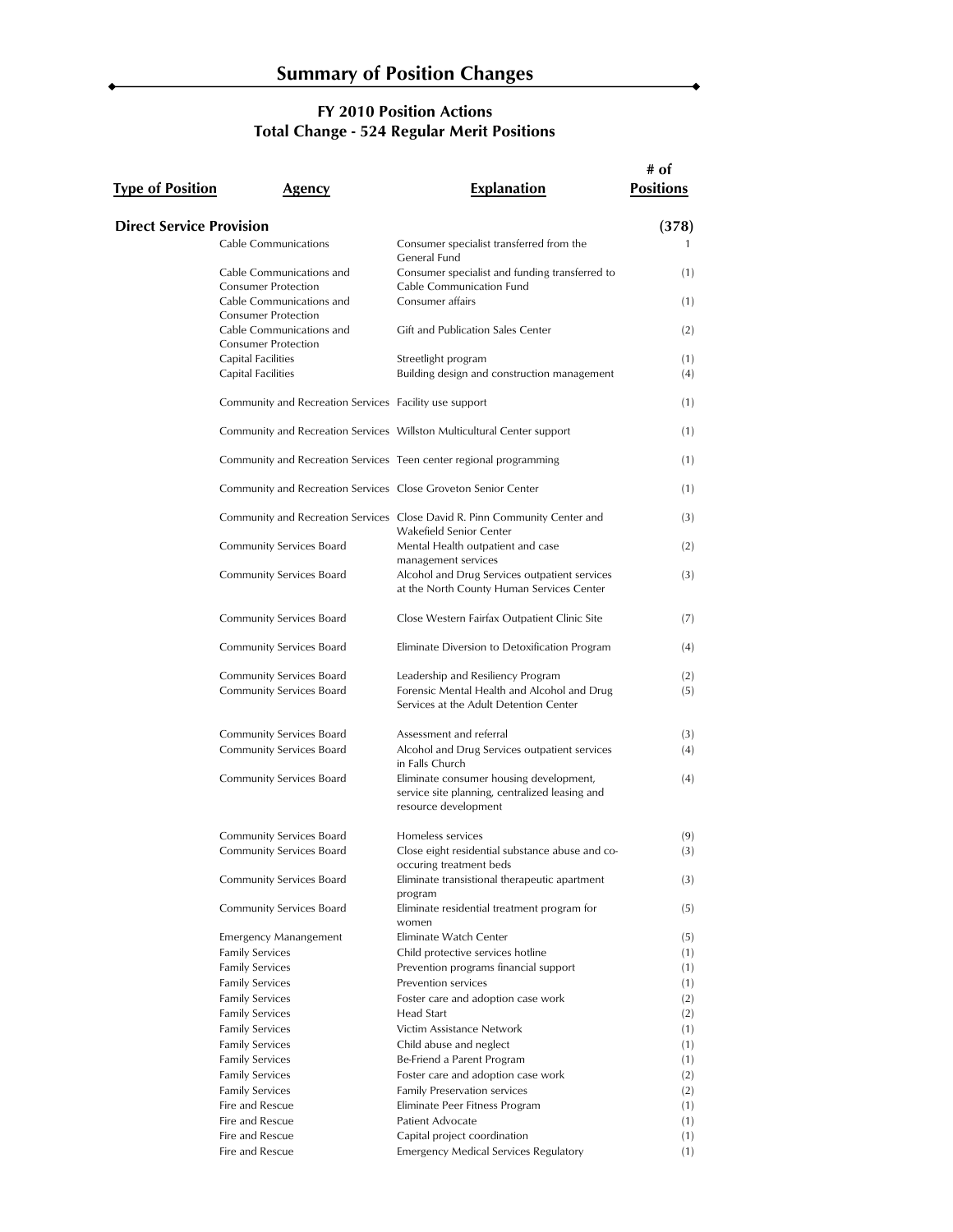# Summary of Position Changes

## FY 2010 Position Actions
## Total Change - 524 Regular Merit Positions

| Type of Position | Agency | Explanation | # of Positions |
|---|---|---|---|
| **Direct Service Provision** | | | **(378)** |
| | Cable Communications | Consumer specialist transferred from the General Fund | 1 |
| | Cable Communications and Consumer Protection | Consumer specialist and funding transferred to Cable Communication Fund | (1) |
| | Cable Communications and Consumer Protection | Consumer affairs | (1) |
| | Cable Communications and Consumer Protection | Gift and Publication Sales Center | (2) |
| | Capital Facilities | Streetlight program | (1) |
| | Capital Facilities | Building design and construction management | (4) |
| | Community and Recreation Services | Facility use support | (1) |
| | Community and Recreation Services | Willston Multicultural Center support | (1) |
| | Community and Recreation Services | Teen center regional programming | (1) |
| | Community and Recreation Services | Close Groveton Senior Center | (1) |
| | Community and Recreation Services | Close David R. Pinn Community Center and Wakefield Senior Center | (3) |
| | Community Services Board | Mental Health outpatient and case management services | (2) |
| | Community Services Board | Alcohol and Drug Services outpatient services at the North County Human Services Center | (3) |
| | Community Services Board | Close Western Fairfax Outpatient Clinic Site | (7) |
| | Community Services Board | Eliminate Diversion to Detoxification Program | (4) |
| | Community Services Board | Leadership and Resiliency Program | (2) |
| | Community Services Board | Forensic Mental Health and Alcohol and Drug Services at the Adult Detention Center | (5) |
| | Community Services Board | Assessment and referral | (3) |
| | Community Services Board | Alcohol and Drug Services outpatient services in Falls Church | (4) |
| | Community Services Board | Eliminate consumer housing development, service site planning, centralized leasing and resource development | (4) |
| | Community Services Board | Homeless services | (9) |
| | Community Services Board | Close eight residential substance abuse and co-occuring treatment beds | (3) |
| | Community Services Board | Eliminate transitional therapeutic apartment program | (3) |
| | Community Services Board | Eliminate residential treatment program for women | (5) |
| | Emergency Manangement | Eliminate Watch Center | (5) |
| | Family Services | Child protective services hotline | (1) |
| | Family Services | Prevention programs financial support | (1) |
| | Family Services | Prevention services | (1) |
| | Family Services | Foster care and adoption case work | (2) |
| | Family Services | Head Start | (2) |
| | Family Services | Victim Assistance Network | (1) |
| | Family Services | Child abuse and neglect | (1) |
| | Family Services | Be-Friend a Parent Program | (1) |
| | Family Services | Foster care and adoption case work | (2) |
| | Family Services | Family Preservation services | (2) |
| | Fire and Rescue | Eliminate Peer Fitness Program | (1) |
| | Fire and Rescue | Patient Advocate | (1) |
| | Fire and Rescue | Capital project coordination | (1) |
| | Fire and Rescue | Emergency Medical Services Regulatory | (1) |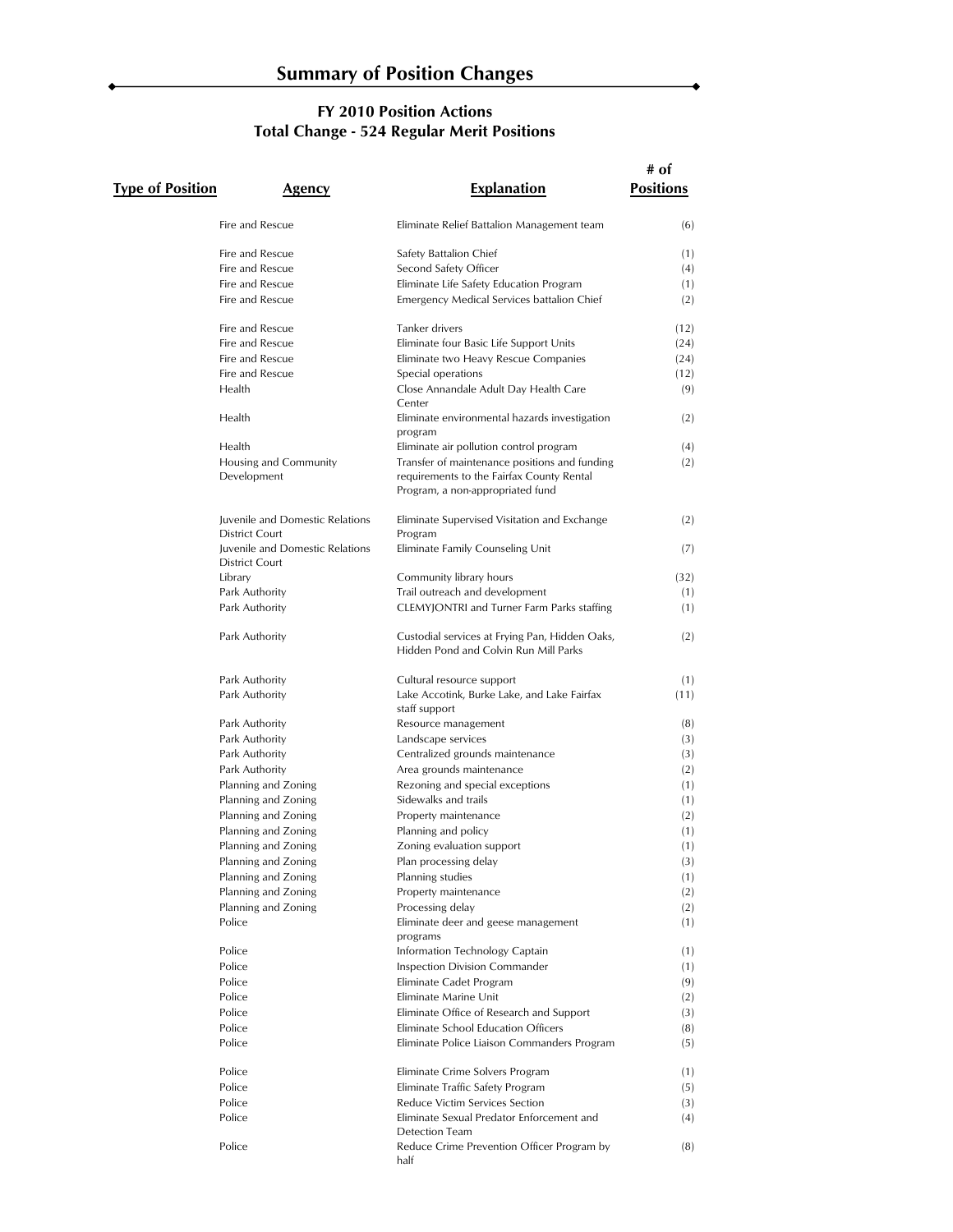# Summary of Position Changes

## FY 2010 Position Actions
## Total Change - 524 Regular Merit Positions

| Type of Position | Agency | Explanation | # of Positions |
|---|---|---|---|
| | Fire and Rescue | Eliminate Relief Battalion Management team | (6) |
| | Fire and Rescue | Safety Battalion Chief | (1) |
| | Fire and Rescue | Second Safety Officer | (4) |
| | Fire and Rescue | Eliminate Life Safety Education Program | (1) |
| | Fire and Rescue | Emergency Medical Services battalion Chief | (2) |
| | Fire and Rescue | Tanker drivers | (12) |
| | Fire and Rescue | Eliminate four Basic Life Support Units | (24) |
| | Fire and Rescue | Eliminate two Heavy Rescue Companies | (24) |
| | Fire and Rescue | Special operations | (12) |
| | Health | Close Annandale Adult Day Health Care Center | (9) |
| | Health | Eliminate environmental hazards investigation program | (2) |
| | Health | Eliminate air pollution control program | (4) |
| | Housing and Community Development | Transfer of maintenance positions and funding requirements to the Fairfax County Rental Program, a non-appropriated fund | (2) |
| | Juvenile and Domestic Relations District Court | Eliminate Supervised Visitation and Exchange Program | (2) |
| | Juvenile and Domestic Relations District Court | Eliminate Family Counseling Unit | (7) |
| | Library | Community library hours | (32) |
| | Park Authority | Trail outreach and development | (1) |
| | Park Authority | CLEMYJONTRI and Turner Farm Parks staffing | (1) |
| | Park Authority | Custodial services at Frying Pan, Hidden Oaks, Hidden Pond and Colvin Run Mill Parks | (2) |
| | Park Authority | Cultural resource support | (1) |
| | Park Authority | Lake Accotink, Burke Lake, and Lake Fairfax staff support | (11) |
| | Park Authority | Resource management | (8) |
| | Park Authority | Landscape services | (3) |
| | Park Authority | Centralized grounds maintenance | (3) |
| | Park Authority | Area grounds maintenance | (2) |
| | Planning and Zoning | Rezoning and special exceptions | (1) |
| | Planning and Zoning | Sidewalks and trails | (1) |
| | Planning and Zoning | Property maintenance | (2) |
| | Planning and Zoning | Planning and policy | (1) |
| | Planning and Zoning | Zoning evaluation support | (1) |
| | Planning and Zoning | Plan processing delay | (3) |
| | Planning and Zoning | Planning studies | (1) |
| | Planning and Zoning | Property maintenance | (2) |
| | Planning and Zoning | Processing delay | (2) |
| | Police | Eliminate deer and geese management programs | (1) |
| | Police | Information Technology Captain | (1) |
| | Police | Inspection Division Commander | (1) |
| | Police | Eliminate Cadet Program | (9) |
| | Police | Eliminate Marine Unit | (2) |
| | Police | Eliminate Office of Research and Support | (3) |
| | Police | Eliminate School Education Officers | (8) |
| | Police | Eliminate Police Liaison Commanders Program | (5) |
| | Police | Eliminate Crime Solvers Program | (1) |
| | Police | Eliminate Traffic Safety Program | (5) |
| | Police | Reduce Victim Services Section | (3) |
| | Police | Eliminate Sexual Predator Enforcement and Detection Team | (4) |
| | Police | Reduce Crime Prevention Officer Program by half | (8) |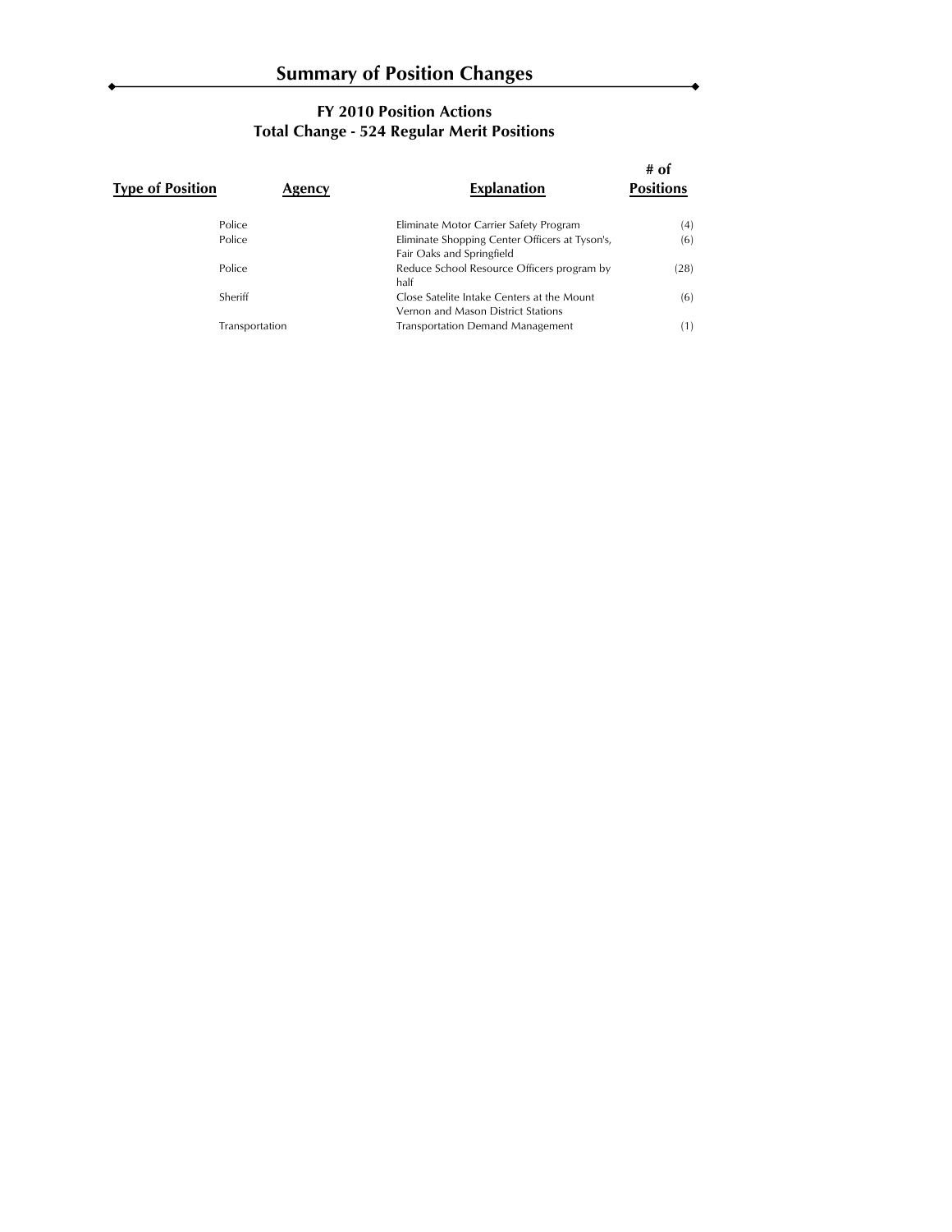## Summary of Position Changes

### FY 2010 Position Actions
### Total Change - 524 Regular Merit Positions

| Type of Position | Agency | Explanation | # of Positions |
| --- | --- | --- | --- |
| | Police | Eliminate Motor Carrier Safety Program | (4) |
| | Police | Eliminate Shopping Center Officers at Tyson's, Fair Oaks and Springfield | (6) |
| | Police | Reduce School Resource Officers program by half | (28) |
| | Sheriff | Close Satelite Intake Centers at the Mount Vernon and Mason District Stations | (6) |
| | Transportation | Transportation Demand Management | (1) |